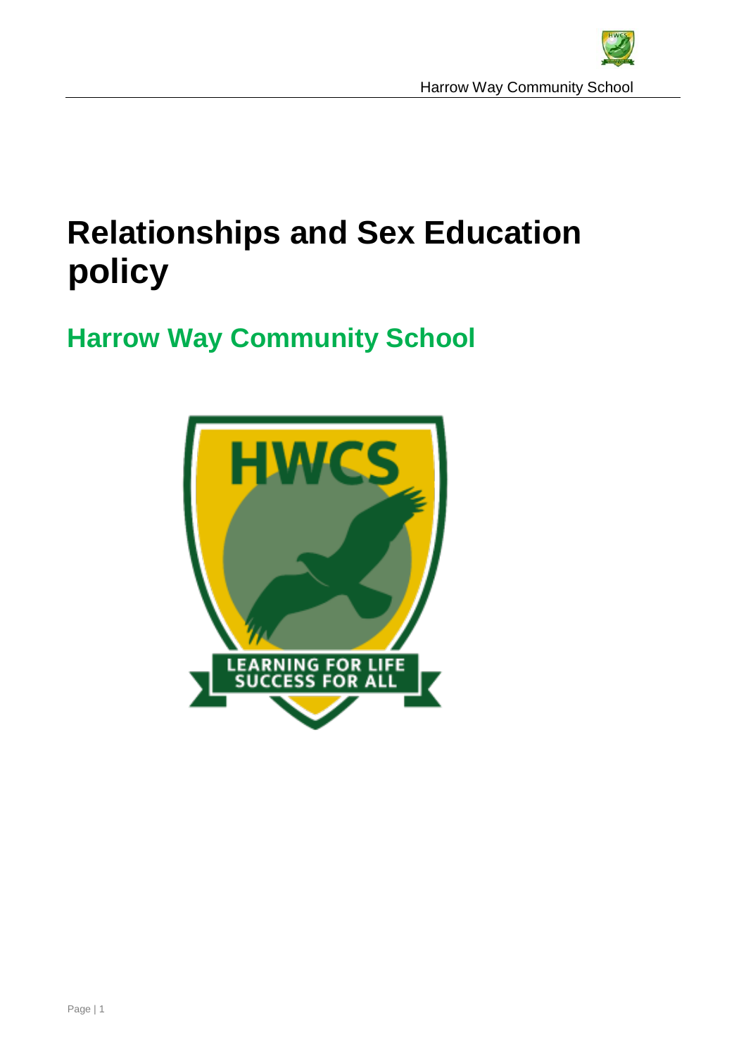# Relationships and Sex Education policy

## Harrow Way Community School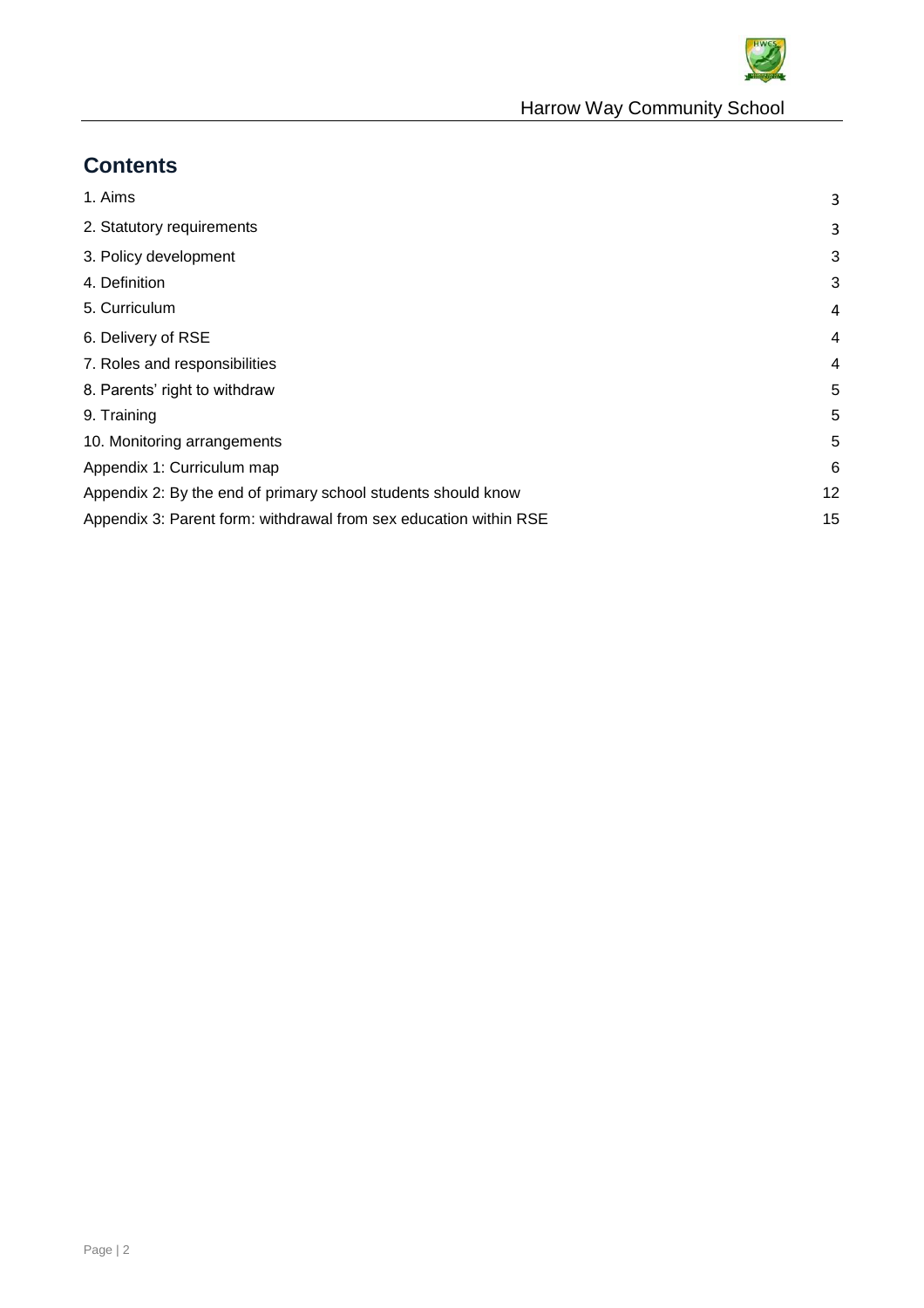## Contents

| | |
|---|---|
| 1. Aims | 3 |
| 2. Statutory requirements | 3 |
| 3. Policy development | 3 |
| 4. Definition | 3 |
| 5. Curriculum | 4 |
| 6. Delivery of RSE | 4 |
| 7. Roles and responsibilities | 4 |
| 8. Parents' right to withdraw | 5 |
| 9. Training | 5 |
| 10. Monitoring arrangements | 5 |
| Appendix 1: Curriculum map | 6 |
| Appendix 2: By the end of primary school students should know | 12 |
| Appendix 3: Parent form: withdrawal from sex education within RSE | 15 |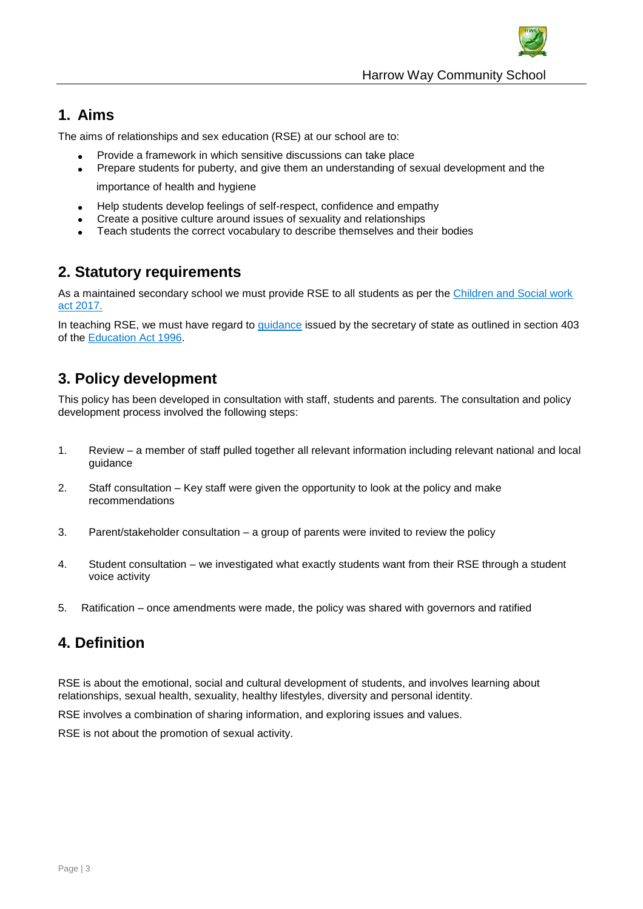## 1. Aims

The aims of relationships and sex education (RSE) at our school are to:

- Provide a framework in which sensitive discussions can take place
- Prepare students for puberty, and give them an understanding of sexual development and the importance of health and hygiene
- Help students develop feelings of self-respect, confidence and empathy
- Create a positive culture around issues of sexuality and relationships
- Teach students the correct vocabulary to describe themselves and their bodies

## 2. Statutory requirements

As a maintained secondary school we must provide RSE to all students as per the Children and Social work act 2017.

In teaching RSE, we must have regard to guidance issued by the secretary of state as outlined in section 403 of the Education Act 1996.

## 3. Policy development

This policy has been developed in consultation with staff, students and parents. The consultation and policy development process involved the following steps:

1. Review – a member of staff pulled together all relevant information including relevant national and local guidance
2. Staff consultation – Key staff were given the opportunity to look at the policy and make recommendations
3. Parent/stakeholder consultation – a group of parents were invited to review the policy
4. Student consultation – we investigated what exactly students want from their RSE through a student voice activity
5. Ratification – once amendments were made, the policy was shared with governors and ratified

## 4. Definition

RSE is about the emotional, social and cultural development of students, and involves learning about relationships, sexual health, sexuality, healthy lifestyles, diversity and personal identity.

RSE involves a combination of sharing information, and exploring issues and values.

RSE is not about the promotion of sexual activity.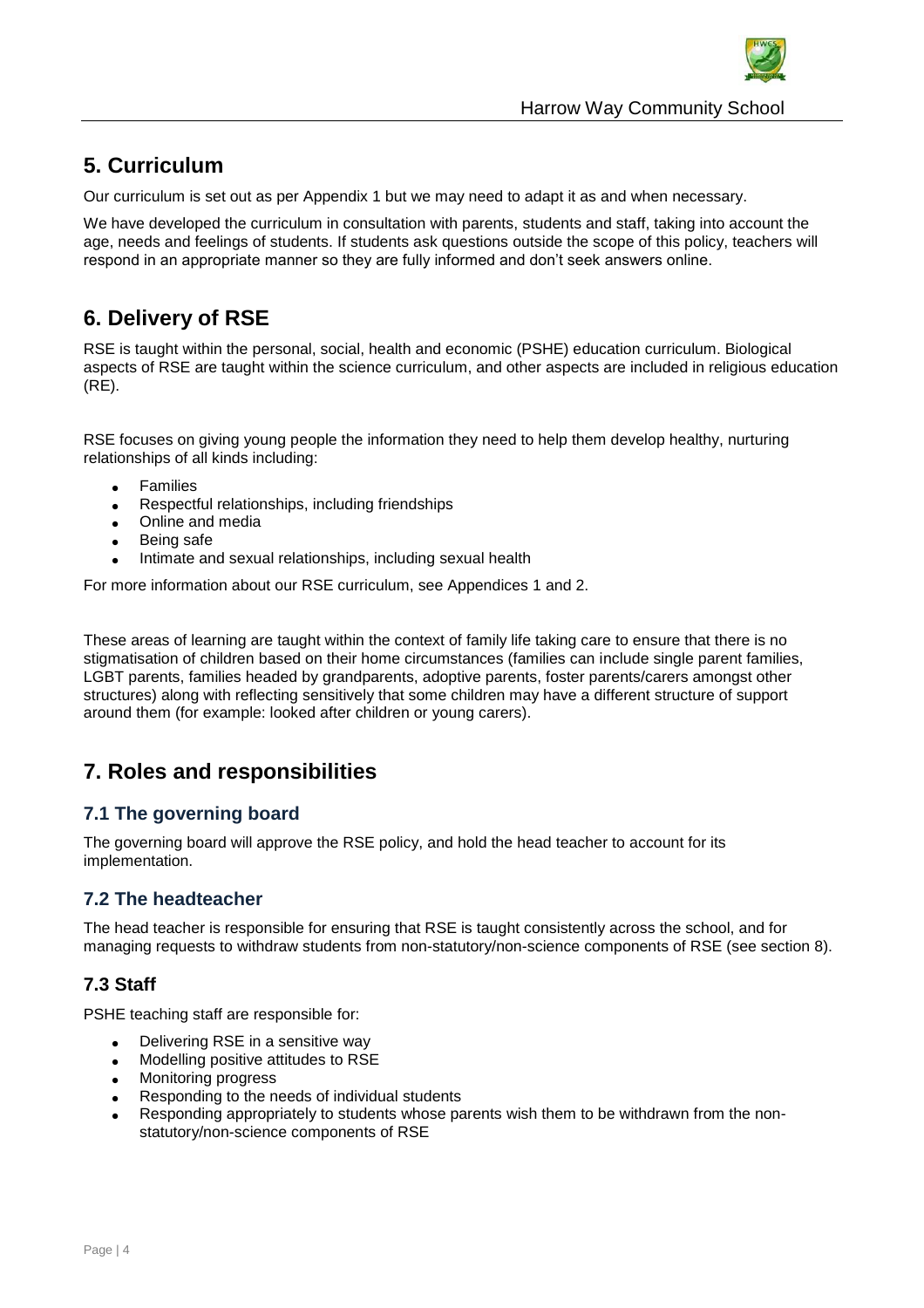## 5. Curriculum

Our curriculum is set out as per Appendix 1 but we may need to adapt it as and when necessary.

We have developed the curriculum in consultation with parents, students and staff, taking into account the age, needs and feelings of students. If students ask questions outside the scope of this policy, teachers will respond in an appropriate manner so they are fully informed and don't seek answers online.

## 6. Delivery of RSE

RSE is taught within the personal, social, health and economic (PSHE) education curriculum. Biological aspects of RSE are taught within the science curriculum, and other aspects are included in religious education (RE).

RSE focuses on giving young people the information they need to help them develop healthy, nurturing relationships of all kinds including:

- Families
- Respectful relationships, including friendships
- Online and media
- Being safe
- Intimate and sexual relationships, including sexual health

For more information about our RSE curriculum, see Appendices 1 and 2.

These areas of learning are taught within the context of family life taking care to ensure that there is no stigmatisation of children based on their home circumstances (families can include single parent families, LGBT parents, families headed by grandparents, adoptive parents, foster parents/carers amongst other structures) along with reflecting sensitively that some children may have a different structure of support around them (for example: looked after children or young carers).

## 7. Roles and responsibilities

### 7.1 The governing board

The governing board will approve the RSE policy, and hold the head teacher to account for its implementation.

### 7.2 The headteacher

The head teacher is responsible for ensuring that RSE is taught consistently across the school, and for managing requests to withdraw students from non-statutory/non-science components of RSE (see section 8).

### 7.3 Staff

PSHE teaching staff are responsible for:

- Delivering RSE in a sensitive way
- Modelling positive attitudes to RSE
- Monitoring progress
- Responding to the needs of individual students
- Responding appropriately to students whose parents wish them to be withdrawn from the non-statutory/non-science components of RSE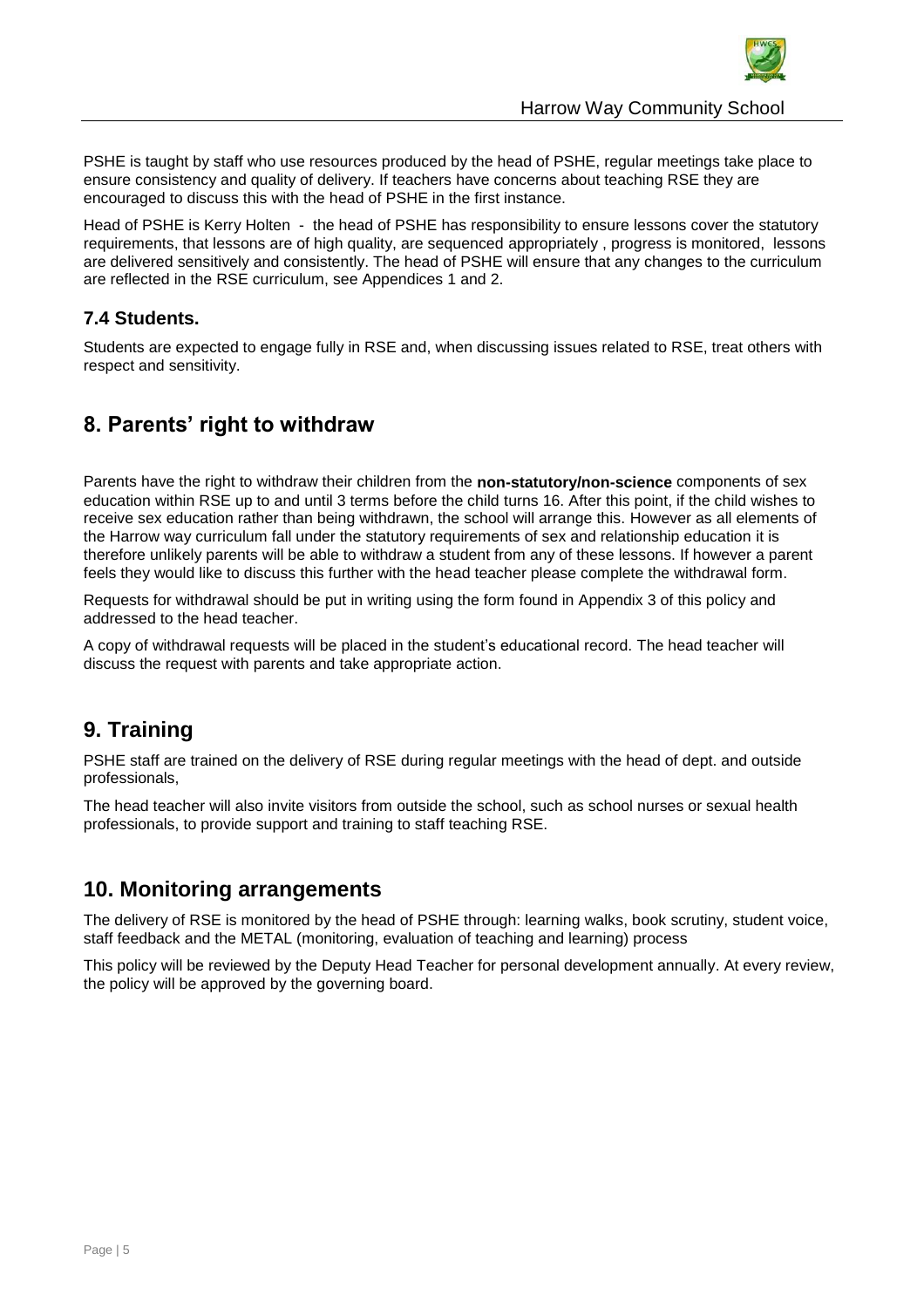PSHE is taught by staff who use resources produced by the head of PSHE, regular meetings take place to ensure consistency and quality of delivery. If teachers have concerns about teaching RSE they are encouraged to discuss this with the head of PSHE in the first instance.

Head of PSHE is Kerry Holten - the head of PSHE has responsibility to ensure lessons cover the statutory requirements, that lessons are of high quality, are sequenced appropriately , progress is monitored, lessons are delivered sensitively and consistently. The head of PSHE will ensure that any changes to the curriculum are reflected in the RSE curriculum, see Appendices 1 and 2.

### 7.4 Students.

Students are expected to engage fully in RSE and, when discussing issues related to RSE, treat others with respect and sensitivity.

## 8. Parents' right to withdraw

Parents have the right to withdraw their children from the **non-statutory/non-science** components of sex education within RSE up to and until 3 terms before the child turns 16. After this point, if the child wishes to receive sex education rather than being withdrawn, the school will arrange this. However as all elements of the Harrow way curriculum fall under the statutory requirements of sex and relationship education it is therefore unlikely parents will be able to withdraw a student from any of these lessons. If however a parent feels they would like to discuss this further with the head teacher please complete the withdrawal form.

Requests for withdrawal should be put in writing using the form found in Appendix 3 of this policy and addressed to the head teacher.

A copy of withdrawal requests will be placed in the student's educational record. The head teacher will discuss the request with parents and take appropriate action.

## 9. Training

PSHE staff are trained on the delivery of RSE during regular meetings with the head of dept. and outside professionals,

The head teacher will also invite visitors from outside the school, such as school nurses or sexual health professionals, to provide support and training to staff teaching RSE.

## 10. Monitoring arrangements

The delivery of RSE is monitored by the head of PSHE through: learning walks, book scrutiny, student voice, staff feedback and the METAL (monitoring, evaluation of teaching and learning) process

This policy will be reviewed by the Deputy Head Teacher for personal development annually. At every review, the policy will be approved by the governing board.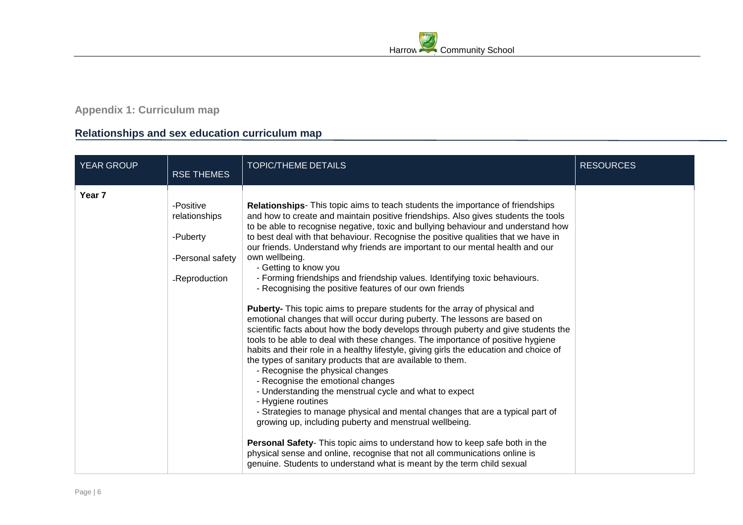## Appendix 1: Curriculum map

### Relationships and sex education curriculum map

| YEAR GROUP | RSE THEMES | TOPIC/THEME DETAILS | RESOURCES |
|---|---|---|---|
| **Year 7** | -Positive relationships<br><br>-Puberty<br><br>-Personal safety<br><br>-Reproduction | **Relationships**- This topic aims to teach students the importance of friendships and how to create and maintain positive friendships. Also gives students the tools to be able to recognise negative, toxic and bullying behaviour and understand how to best deal with that behaviour. Recognise the positive qualities that we have in our friends. Understand why friends are important to our mental health and our own wellbeing.<br>- Getting to know you<br>- Forming friendships and friendship values. Identifying toxic behaviours.<br>- Recognising the positive features of our own friends<br><br>**Puberty-** This topic aims to prepare students for the array of physical and emotional changes that will occur during puberty. The lessons are based on scientific facts about how the body develops through puberty and give students the tools to be able to deal with these changes. The importance of positive hygiene habits and their role in a healthy lifestyle, giving girls the education and choice of the types of sanitary products that are available to them.<br>- Recognise the physical changes<br>- Recognise the emotional changes<br>- Understanding the menstrual cycle and what to expect<br>- Hygiene routines<br>- Strategies to manage physical and mental changes that are a typical part of growing up, including puberty and menstrual wellbeing.<br><br>**Personal Safety**- This topic aims to understand how to keep safe both in the physical sense and online, recognise that not all communications online is genuine. Students to understand what is meant by the term child sexual | |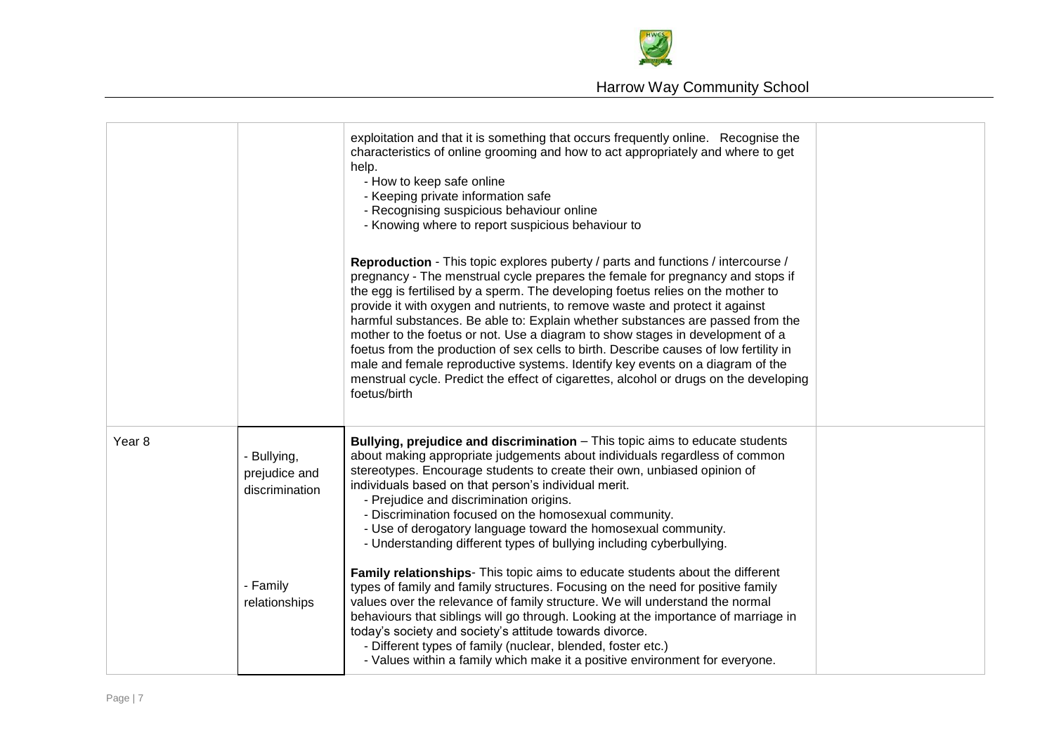| | | | |
|---|---|---|---|
| | | exploitation and that it is something that occurs frequently online. Recognise the characteristics of online grooming and how to act appropriately and where to get help.<br>- How to keep safe online<br>- Keeping private information safe<br>- Recognising suspicious behaviour online<br>- Knowing where to report suspicious behaviour to<br><br>**Reproduction** - This topic explores puberty / parts and functions / intercourse / pregnancy - The menstrual cycle prepares the female for pregnancy and stops if the egg is fertilised by a sperm. The developing foetus relies on the mother to provide it with oxygen and nutrients, to remove waste and protect it against harmful substances. Be able to: Explain whether substances are passed from the mother to the foetus or not. Use a diagram to show stages in development of a foetus from the production of sex cells to birth. Describe causes of low fertility in male and female reproductive systems. Identify key events on a diagram of the menstrual cycle. Predict the effect of cigarettes, alcohol or drugs on the developing foetus/birth | |
| Year 8 | - Bullying, prejudice and discrimination<br><br>- Family relationships | **Bullying, prejudice and discrimination** – This topic aims to educate students about making appropriate judgements about individuals regardless of common stereotypes. Encourage students to create their own, unbiased opinion of individuals based on that person's individual merit.<br>- Prejudice and discrimination origins.<br>- Discrimination focused on the homosexual community.<br>- Use of derogatory language toward the homosexual community.<br>- Understanding different types of bullying including cyberbullying.<br><br>**Family relationships**- This topic aims to educate students about the different types of family and family structures. Focusing on the need for positive family values over the relevance of family structure. We will understand the normal behaviours that siblings will go through. Looking at the importance of marriage in today's society and society's attitude towards divorce.<br>- Different types of family (nuclear, blended, foster etc.)<br>- Values within a family which make it a positive environment for everyone. | |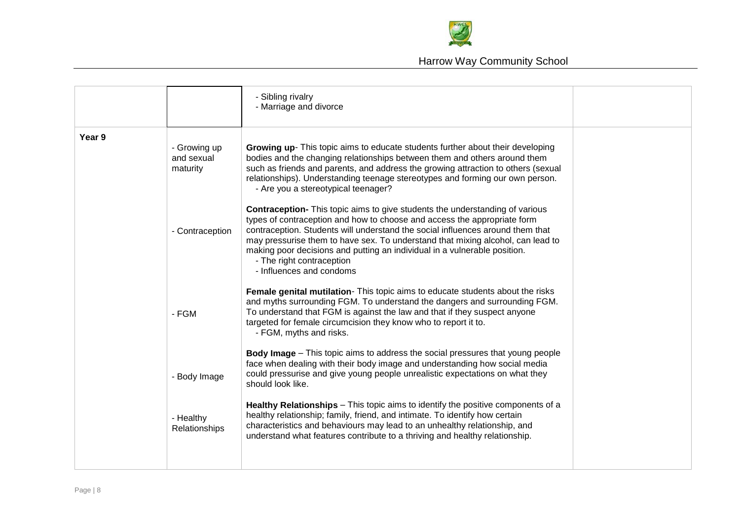| | | | |
|---|---|---|---|
| | | - Sibling rivalry<br>- Marriage and divorce | |
| **Year 9** | - Growing up and sexual maturity<br><br>- Contraception<br><br>- FGM<br><br>- Body Image<br><br>- Healthy Relationships | **Growing up**- This topic aims to educate students further about their developing bodies and the changing relationships between them and others around them such as friends and parents, and address the growing attraction to others (sexual relationships). Understanding teenage stereotypes and forming our own person.<br>- Are you a stereotypical teenager?<br><br>**Contraception-** This topic aims to give students the understanding of various types of contraception and how to choose and access the appropriate form contraception. Students will understand the social influences around them that may pressurise them to have sex. To understand that mixing alcohol, can lead to making poor decisions and putting an individual in a vulnerable position.<br>- The right contraception<br>- Influences and condoms<br><br>**Female genital mutilation**- This topic aims to educate students about the risks and myths surrounding FGM. To understand the dangers and surrounding FGM. To understand that FGM is against the law and that if they suspect anyone targeted for female circumcision they know who to report it to.<br>- FGM, myths and risks.<br><br>**Body Image** – This topic aims to address the social pressures that young people face when dealing with their body image and understanding how social media could pressurise and give young people unrealistic expectations on what they should look like.<br><br>**Healthy Relationships** – This topic aims to identify the positive components of a healthy relationship; family, friend, and intimate. To identify how certain characteristics and behaviours may lead to an unhealthy relationship, and understand what features contribute to a thriving and healthy relationship. | |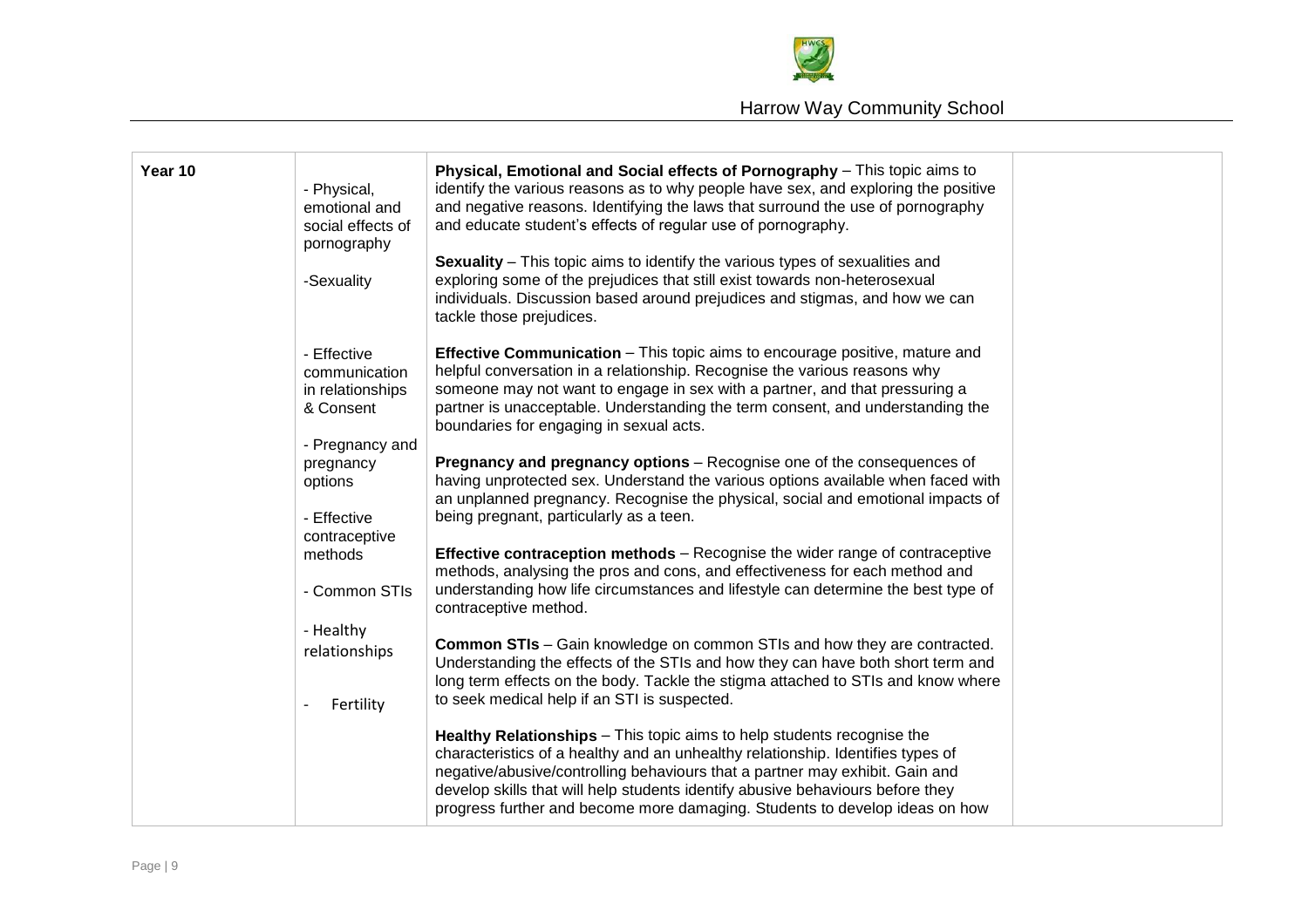| Year 10 | - Physical, emotional and social effects of pornography<br><br>-Sexuality<br><br>- Effective communication in relationships & Consent<br><br>- Pregnancy and pregnancy options<br><br>- Effective contraceptive methods<br><br>- Common STIs<br><br>- Healthy relationships<br><br>- Fertility | **Physical, Emotional and Social effects of Pornography** – This topic aims to identify the various reasons as to why people have sex, and exploring the positive and negative reasons. Identifying the laws that surround the use of pornography and educate student's effects of regular use of pornography.<br><br>**Sexuality** – This topic aims to identify the various types of sexualities and exploring some of the prejudices that still exist towards non-heterosexual individuals. Discussion based around prejudices and stigmas, and how we can tackle those prejudices.<br><br>**Effective Communication** – This topic aims to encourage positive, mature and helpful conversation in a relationship. Recognise the various reasons why someone may not want to engage in sex with a partner, and that pressuring a partner is unacceptable. Understanding the term consent, and understanding the boundaries for engaging in sexual acts.<br><br>**Pregnancy and pregnancy options** – Recognise one of the consequences of having unprotected sex. Understand the various options available when faced with an unplanned pregnancy. Recognise the physical, social and emotional impacts of being pregnant, particularly as a teen.<br><br>**Effective contraception methods** – Recognise the wider range of contraceptive methods, analysing the pros and cons, and effectiveness for each method and understanding how life circumstances and lifestyle can determine the best type of contraceptive method.<br><br>**Common STIs** – Gain knowledge on common STIs and how they are contracted. Understanding the effects of the STIs and how they can have both short term and long term effects on the body. Tackle the stigma attached to STIs and know where to seek medical help if an STI is suspected.<br><br>**Healthy Relationships** – This topic aims to help students recognise the characteristics of a healthy and an unhealthy relationship. Identifies types of negative/abusive/controlling behaviours that a partner may exhibit. Gain and develop skills that will help students identify abusive behaviours before they progress further and become more damaging. Students to develop ideas on how | |
|---|---|---|---|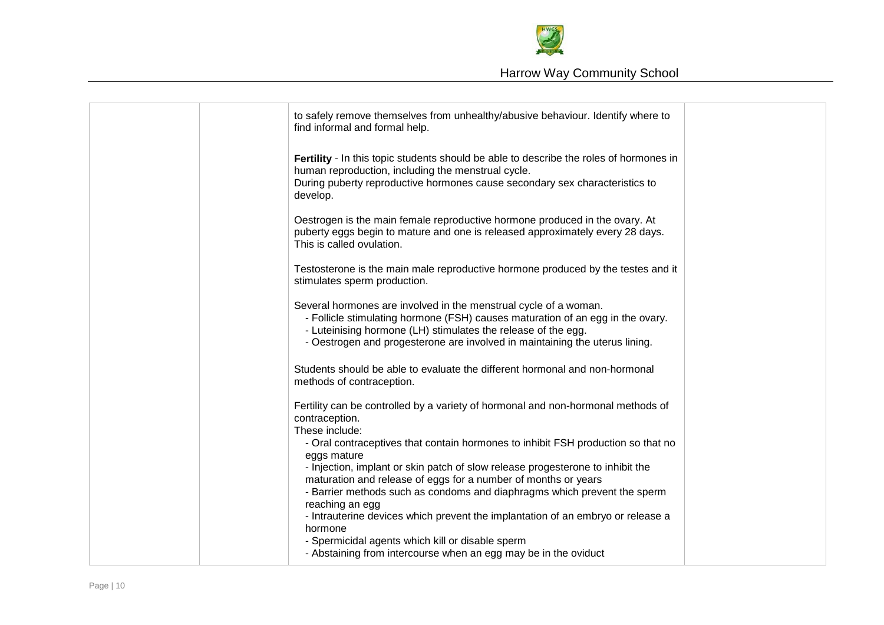| | | | |
|---|---|---|---|
| | | to safely remove themselves from unhealthy/abusive behaviour. Identify where to find informal and formal help.<br><br>**Fertility** - In this topic students should be able to describe the roles of hormones in human reproduction, including the menstrual cycle.<br>During puberty reproductive hormones cause secondary sex characteristics to develop.<br><br>Oestrogen is the main female reproductive hormone produced in the ovary. At puberty eggs begin to mature and one is released approximately every 28 days. This is called ovulation.<br><br>Testosterone is the main male reproductive hormone produced by the testes and it stimulates sperm production.<br><br>Several hormones are involved in the menstrual cycle of a woman.<br>- Follicle stimulating hormone (FSH) causes maturation of an egg in the ovary.<br>- Luteinising hormone (LH) stimulates the release of the egg.<br>- Oestrogen and progesterone are involved in maintaining the uterus lining.<br><br>Students should be able to evaluate the different hormonal and non-hormonal methods of contraception.<br><br>Fertility can be controlled by a variety of hormonal and non-hormonal methods of contraception.<br>These include:<br>- Oral contraceptives that contain hormones to inhibit FSH production so that no eggs mature<br>- Injection, implant or skin patch of slow release progesterone to inhibit the maturation and release of eggs for a number of months or years<br>- Barrier methods such as condoms and diaphragms which prevent the sperm reaching an egg<br>- Intrauterine devices which prevent the implantation of an embryo or release a hormone<br>- Spermicidal agents which kill or disable sperm<br>- Abstaining from intercourse when an egg may be in the oviduct | |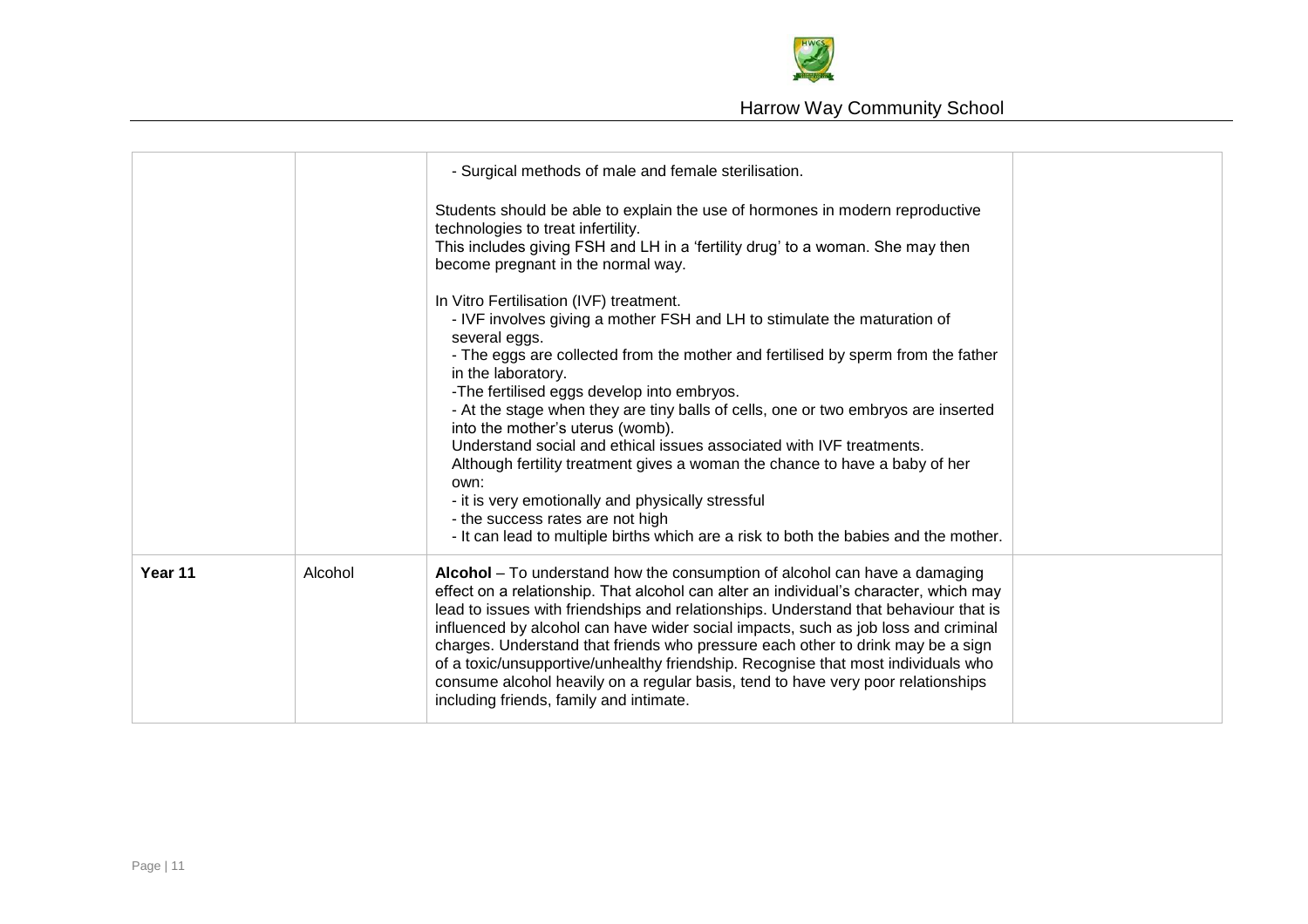| | | | |
|---|---|---|---|
| | | - Surgical methods of male and female sterilisation.<br><br>Students should be able to explain the use of hormones in modern reproductive technologies to treat infertility.<br>This includes giving FSH and LH in a 'fertility drug' to a woman. She may then become pregnant in the normal way.<br><br>In Vitro Fertilisation (IVF) treatment.<br>- IVF involves giving a mother FSH and LH to stimulate the maturation of several eggs.<br>- The eggs are collected from the mother and fertilised by sperm from the father in the laboratory.<br>-The fertilised eggs develop into embryos.<br>- At the stage when they are tiny balls of cells, one or two embryos are inserted into the mother's uterus (womb).<br>Understand social and ethical issues associated with IVF treatments.<br>Although fertility treatment gives a woman the chance to have a baby of her own:<br>- it is very emotionally and physically stressful<br>- the success rates are not high<br>- It can lead to multiple births which are a risk to both the babies and the mother. | |
| **Year 11** | Alcohol | **Alcohol** – To understand how the consumption of alcohol can have a damaging effect on a relationship. That alcohol can alter an individual's character, which may lead to issues with friendships and relationships. Understand that behaviour that is influenced by alcohol can have wider social impacts, such as job loss and criminal charges. Understand that friends who pressure each other to drink may be a sign of a toxic/unsupportive/unhealthy friendship. Recognise that most individuals who consume alcohol heavily on a regular basis, tend to have very poor relationships including friends, family and intimate. | |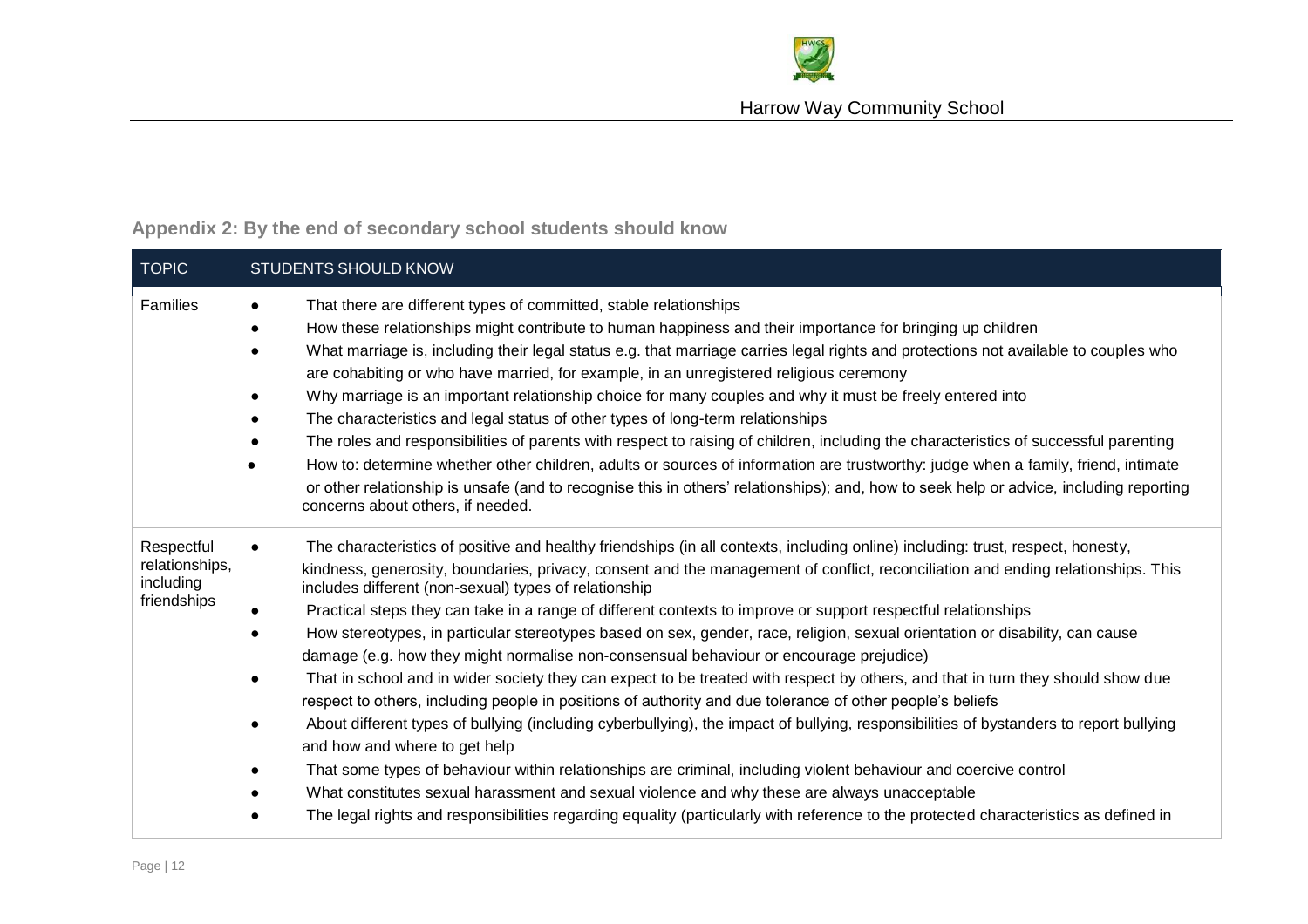## Appendix 2: By the end of secondary school students should know

| TOPIC | STUDENTS SHOULD KNOW |
| --- | --- |
| Families | ● That there are different types of committed, stable relationships<br>● How these relationships might contribute to human happiness and their importance for bringing up children<br>● What marriage is, including their legal status e.g. that marriage carries legal rights and protections not available to couples who are cohabiting or who have married, for example, in an unregistered religious ceremony<br>● Why marriage is an important relationship choice for many couples and why it must be freely entered into<br>● The characteristics and legal status of other types of long-term relationships<br>● The roles and responsibilities of parents with respect to raising of children, including the characteristics of successful parenting<br>● How to: determine whether other children, adults or sources of information are trustworthy: judge when a family, friend, intimate or other relationship is unsafe (and to recognise this in others' relationships); and, how to seek help or advice, including reporting concerns about others, if needed. |
| Respectful relationships, including friendships | ● The characteristics of positive and healthy friendships (in all contexts, including online) including: trust, respect, honesty, kindness, generosity, boundaries, privacy, consent and the management of conflict, reconciliation and ending relationships. This includes different (non-sexual) types of relationship<br>● Practical steps they can take in a range of different contexts to improve or support respectful relationships<br>● How stereotypes, in particular stereotypes based on sex, gender, race, religion, sexual orientation or disability, can cause damage (e.g. how they might normalise non-consensual behaviour or encourage prejudice)<br>● That in school and in wider society they can expect to be treated with respect by others, and that in turn they should show due respect to others, including people in positions of authority and due tolerance of other people's beliefs<br>● About different types of bullying (including cyberbullying), the impact of bullying, responsibilities of bystanders to report bullying and how and where to get help<br>● That some types of behaviour within relationships are criminal, including violent behaviour and coercive control<br>● What constitutes sexual harassment and sexual violence and why these are always unacceptable<br>● The legal rights and responsibilities regarding equality (particularly with reference to the protected characteristics as defined in |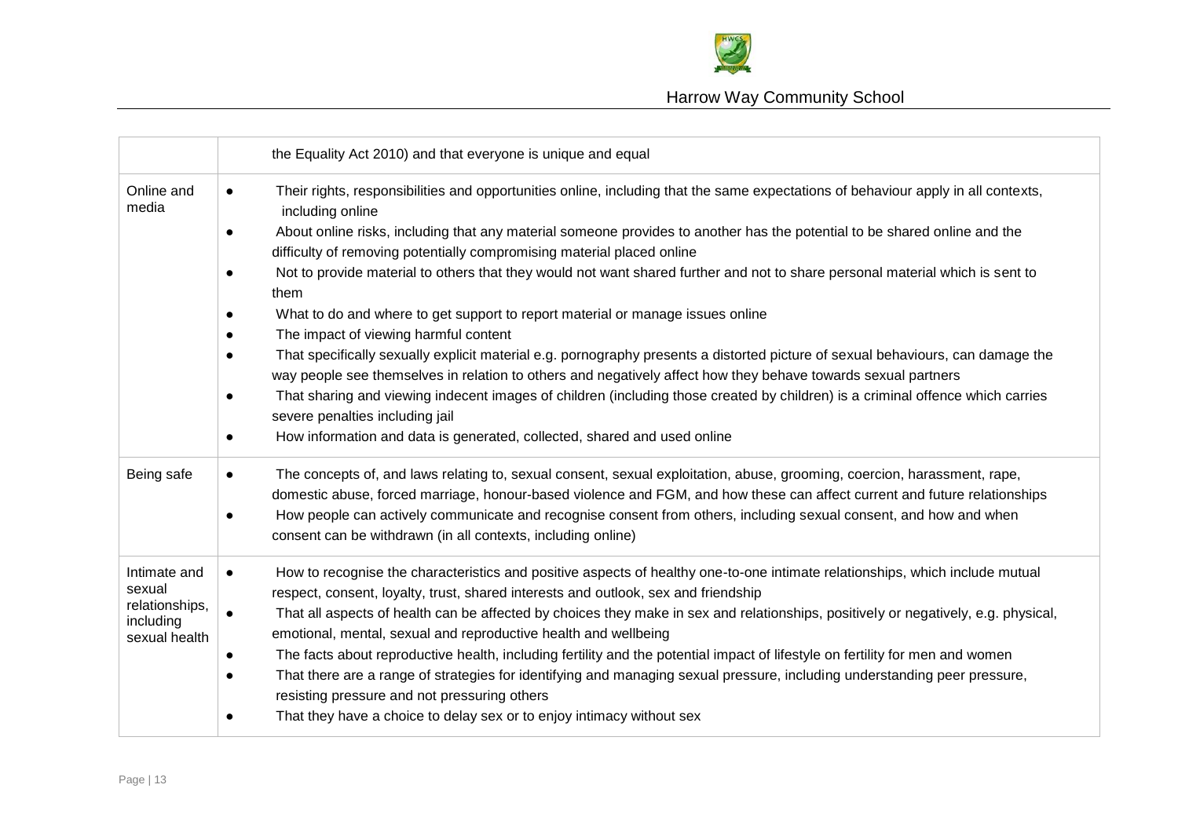| | |
|---|---|
| | the Equality Act 2010) and that everyone is unique and equal |
| Online and media | • Their rights, responsibilities and opportunities online, including that the same expectations of behaviour apply in all contexts, including online<br>• About online risks, including that any material someone provides to another has the potential to be shared online and the difficulty of removing potentially compromising material placed online<br>• Not to provide material to others that they would not want shared further and not to share personal material which is sent to them<br>• What to do and where to get support to report material or manage issues online<br>• The impact of viewing harmful content<br>• That specifically sexually explicit material e.g. pornography presents a distorted picture of sexual behaviours, can damage the way people see themselves in relation to others and negatively affect how they behave towards sexual partners<br>• That sharing and viewing indecent images of children (including those created by children) is a criminal offence which carries severe penalties including jail<br>• How information and data is generated, collected, shared and used online |
| Being safe | • The concepts of, and laws relating to, sexual consent, sexual exploitation, abuse, grooming, coercion, harassment, rape, domestic abuse, forced marriage, honour-based violence and FGM, and how these can affect current and future relationships<br>• How people can actively communicate and recognise consent from others, including sexual consent, and how and when consent can be withdrawn (in all contexts, including online) |
| Intimate and sexual relationships, including sexual health | • How to recognise the characteristics and positive aspects of healthy one-to-one intimate relationships, which include mutual respect, consent, loyalty, trust, shared interests and outlook, sex and friendship<br>• That all aspects of health can be affected by choices they make in sex and relationships, positively or negatively, e.g. physical, emotional, mental, sexual and reproductive health and wellbeing<br>• The facts about reproductive health, including fertility and the potential impact of lifestyle on fertility for men and women<br>• That there are a range of strategies for identifying and managing sexual pressure, including understanding peer pressure, resisting pressure and not pressuring others<br>• That they have a choice to delay sex or to enjoy intimacy without sex |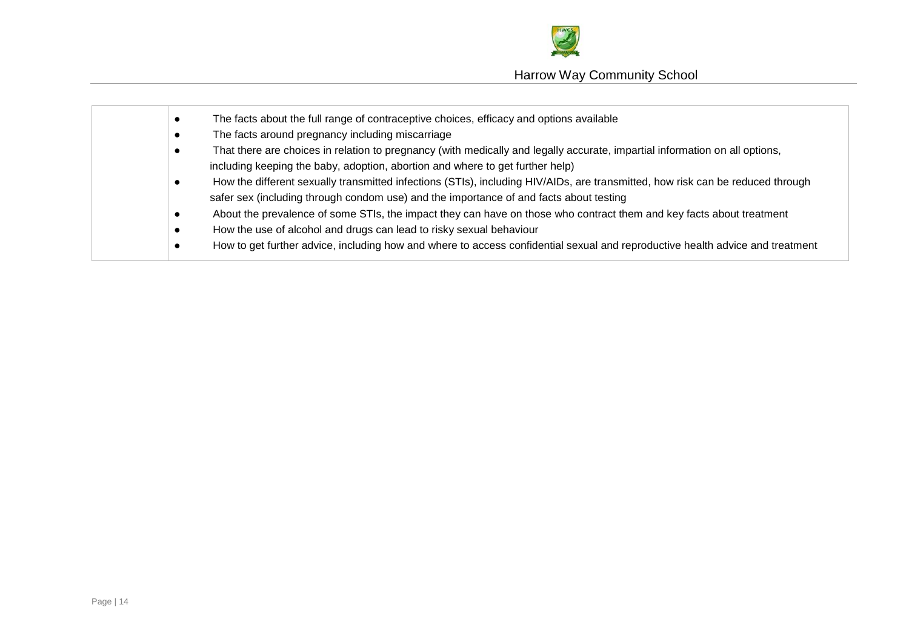| | |
|---|---|
| | • The facts about the full range of contraceptive choices, efficacy and options available<br>• The facts around pregnancy including miscarriage<br>• That there are choices in relation to pregnancy (with medically and legally accurate, impartial information on all options, including keeping the baby, adoption, abortion and where to get further help)<br>• How the different sexually transmitted infections (STIs), including HIV/AIDs, are transmitted, how risk can be reduced through safer sex (including through condom use) and the importance of and facts about testing<br>• About the prevalence of some STIs, the impact they can have on those who contract them and key facts about treatment<br>• How the use of alcohol and drugs can lead to risky sexual behaviour<br>• How to get further advice, including how and where to access confidential sexual and reproductive health advice and treatment |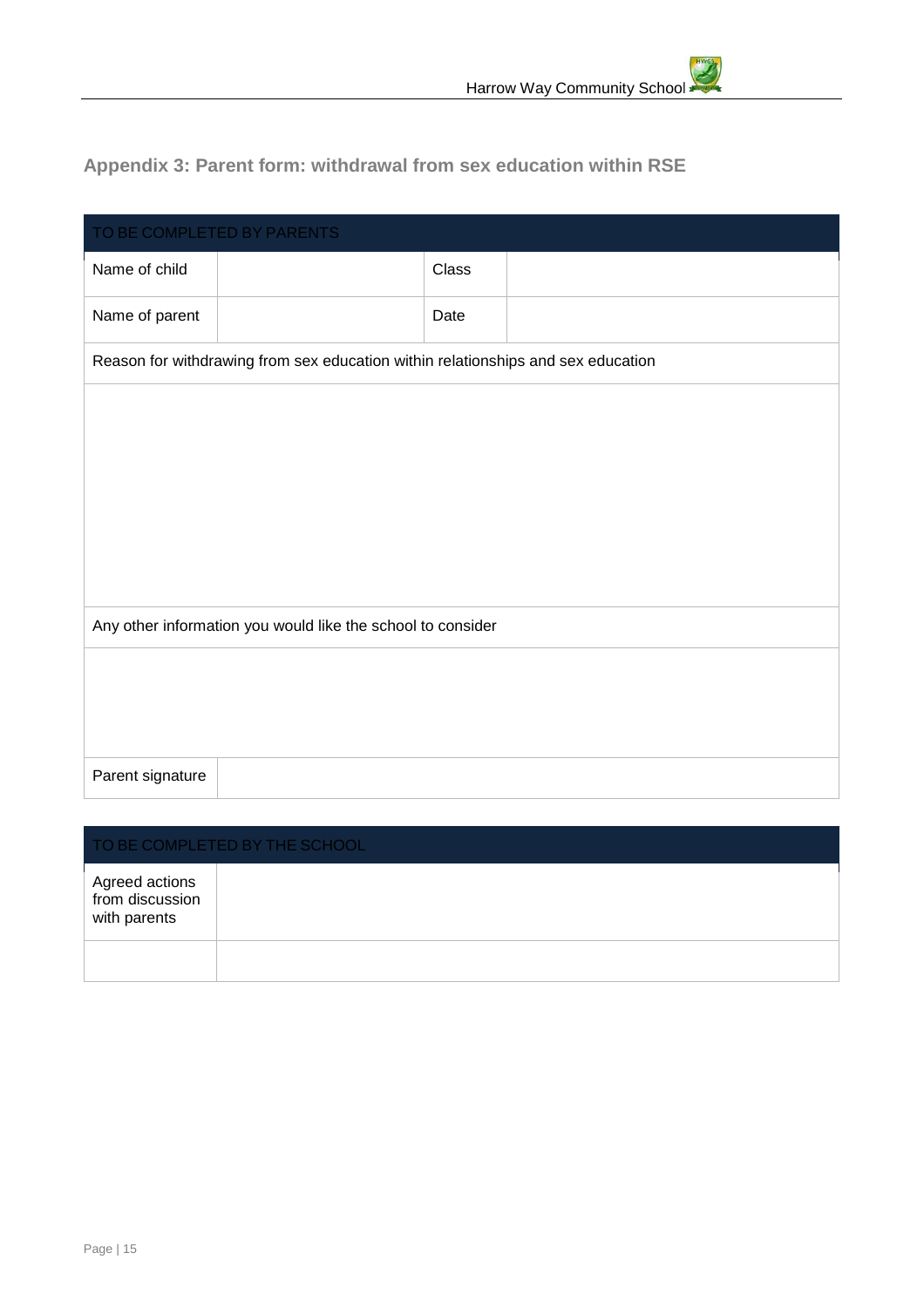## Appendix 3: Parent form: withdrawal from sex education within RSE

| TO BE COMPLETED BY PARENTS | | | |
|---|---|---|---|
| Name of child | | Class | |
| Name of parent | | Date | |
| Reason for withdrawing from sex education within relationships and sex education | | | |
| | | | |
| Any other information you would like the school to consider | | | |
| | | | |
| Parent signature | | | |

| TO BE COMPLETED BY THE SCHOOL | |
|---|---|
| Agreed actions from discussion with parents | |
| | |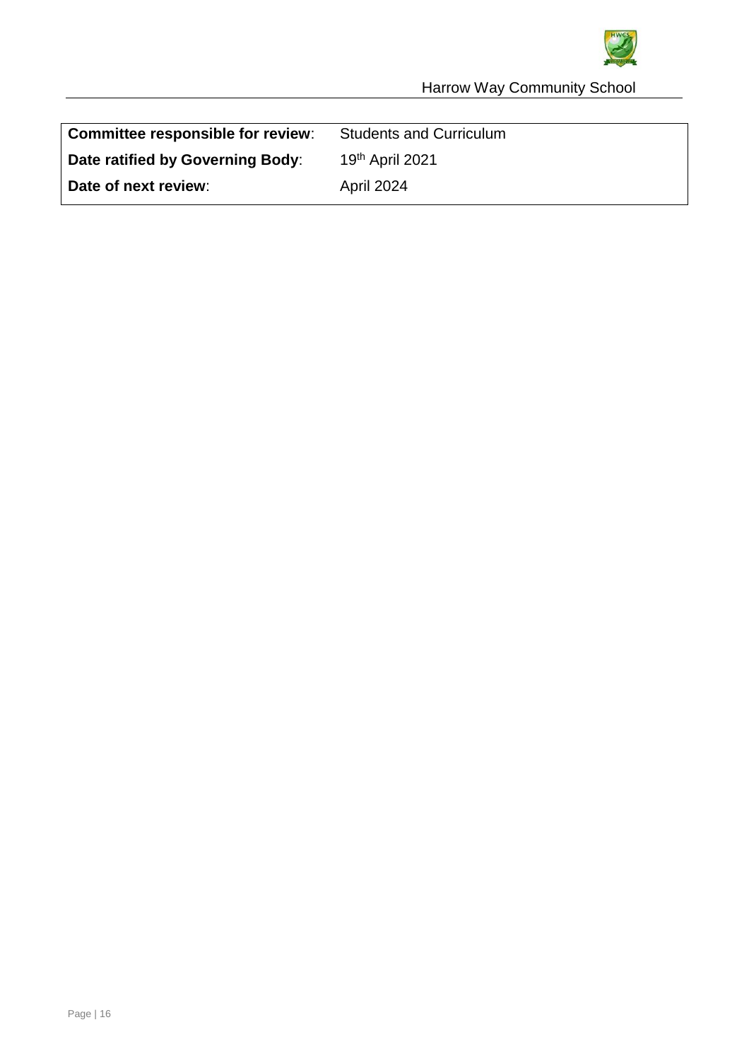| | |
|---|---|
| **Committee responsible for review**: | Students and Curriculum |
| **Date ratified by Governing Body**: | 19th April 2021 |
| **Date of next review**: | April 2024 |